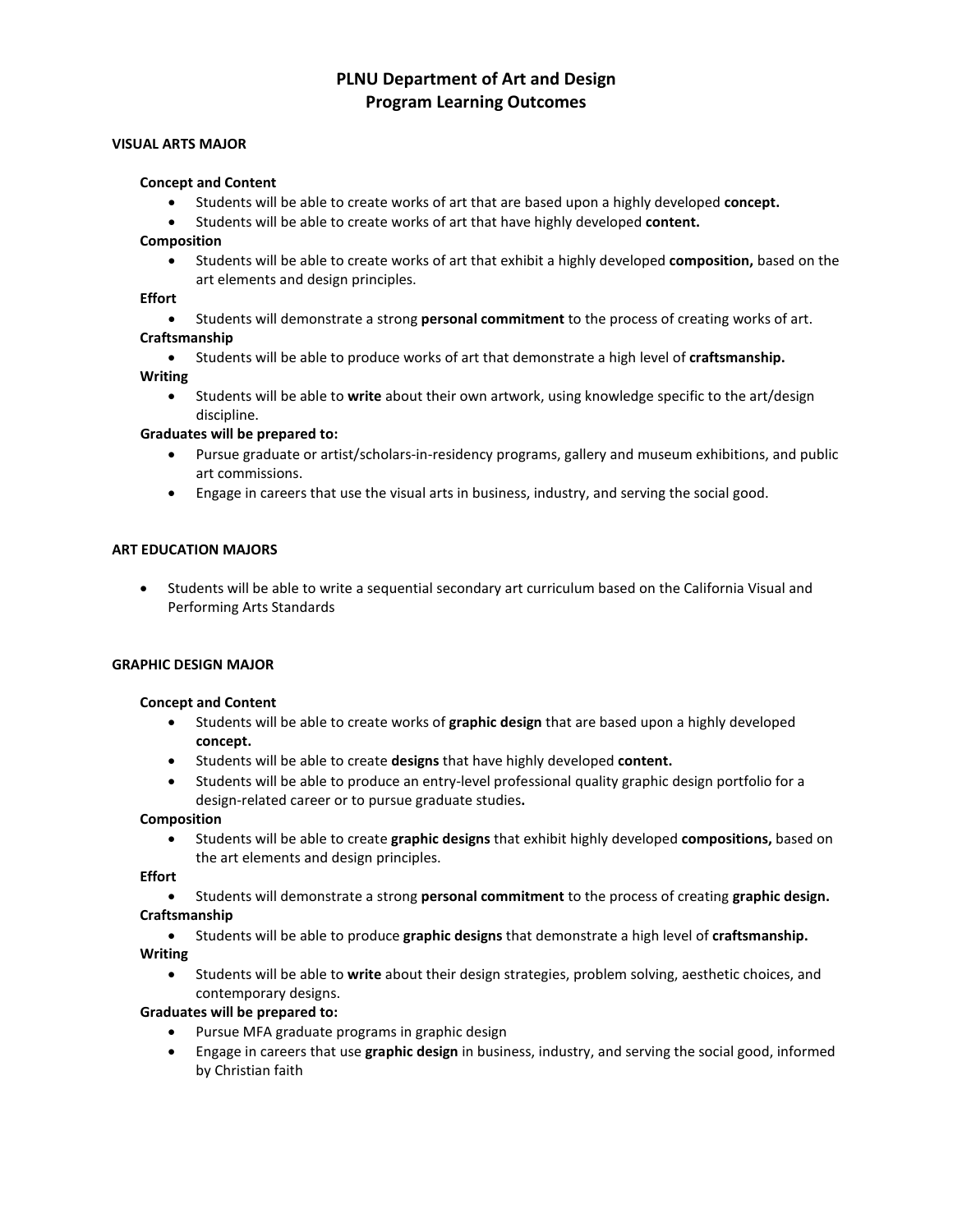# PLNU Department of Art and Design
# Program Learning Outcomes

## VISUAL ARTS MAJOR

**Concept and Content**

- Students will be able to create works of art that are based upon a highly developed **concept.**
- Students will be able to create works of art that have highly developed **content.**

**Composition**

- Students will be able to create works of art that exhibit a highly developed **composition,** based on the art elements and design principles.

**Effort**

- Students will demonstrate a strong **personal commitment** to the process of creating works of art.

**Craftsmanship**

- Students will be able to produce works of art that demonstrate a high level of **craftsmanship.**

**Writing**

- Students will be able to **write** about their own artwork, using knowledge specific to the art/design discipline.

**Graduates will be prepared to:**

- Pursue graduate or artist/scholars-in-residency programs, gallery and museum exhibitions, and public art commissions.
- Engage in careers that use the visual arts in business, industry, and serving the social good.

## ART EDUCATION MAJORS

- Students will be able to write a sequential secondary art curriculum based on the California Visual and Performing Arts Standards

## GRAPHIC DESIGN MAJOR

**Concept and Content**

- Students will be able to create works of **graphic design** that are based upon a highly developed **concept.**
- Students will be able to create **designs** that have highly developed **content.**
- Students will be able to produce an entry-level professional quality graphic design portfolio for a design-related career or to pursue graduate studies**.**

**Composition**

- Students will be able to create **graphic designs** that exhibit highly developed **compositions,** based on the art elements and design principles.

**Effort**

- Students will demonstrate a strong **personal commitment** to the process of creating **graphic design.**

**Craftsmanship**

- Students will be able to produce **graphic designs** that demonstrate a high level of **craftsmanship.**

**Writing**

- Students will be able to **write** about their design strategies, problem solving, aesthetic choices, and contemporary designs.

**Graduates will be prepared to:**

- Pursue MFA graduate programs in graphic design
- Engage in careers that use **graphic design** in business, industry, and serving the social good, informed by Christian faith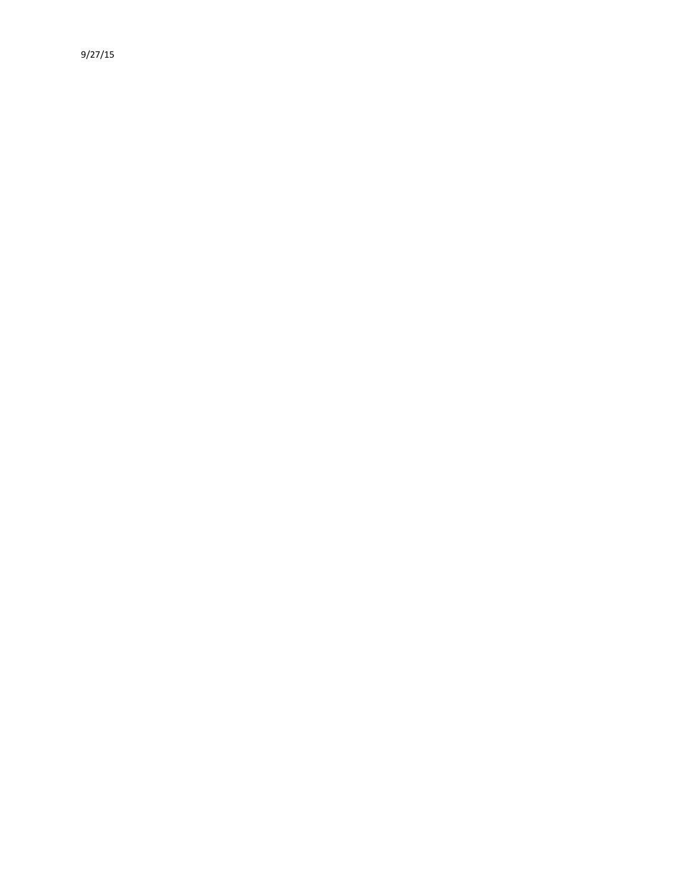9/27/15